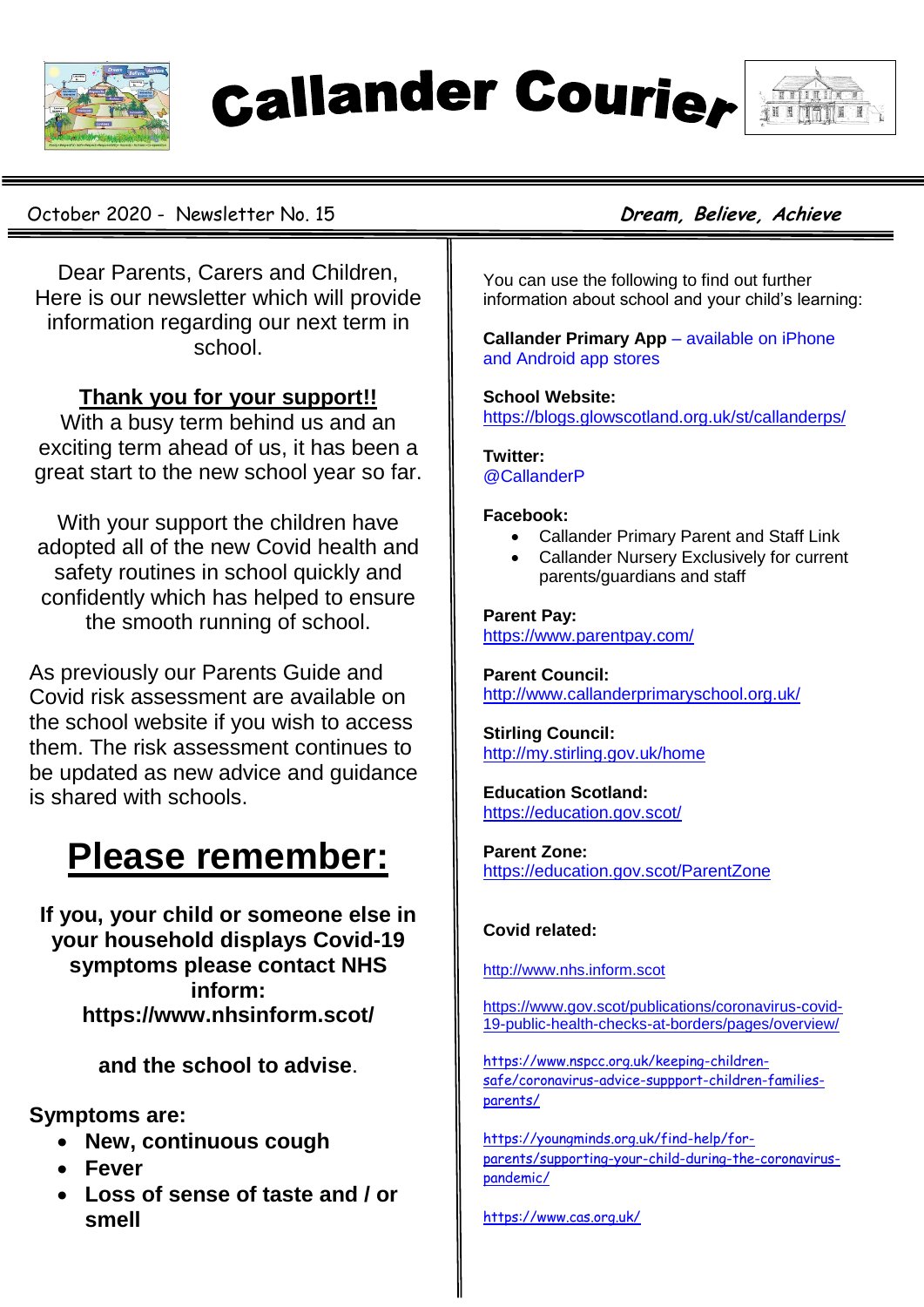# Callander Courier

October 2020 - Newsletter No. 15 — ***Dream, Believe, Achieve***

Dear Parents, Carers and Children,
Here is our newsletter which will provide information regarding our next term in school.

## Thank you for your support!!

With a busy term behind us and an exciting term ahead of us, it has been a great start to the new school year so far.

With your support the children have adopted all of the new Covid health and safety routines in school quickly and confidently which has helped to ensure the smooth running of school.

As previously our Parents Guide and Covid risk assessment are available on the school website if you wish to access them. The risk assessment continues to be updated as new advice and guidance is shared with schools.

## Please remember:

**If you, your child or someone else in your household displays Covid-19 symptoms please contact NHS inform: https://www.nhsinform.scot/**

**and the school to advise.**

**Symptoms are:**

- **New, continuous cough**
- **Fever**
- **Loss of sense of taste and / or smell**

You can use the following to find out further information about school and your child's learning:

**Callander Primary App** – available on iPhone and Android app stores

**School Website:**
https://blogs.glowscotland.org.uk/st/callanderps/

**Twitter:**
@CallanderP

**Facebook:**

- Callander Primary Parent and Staff Link
- Callander Nursery Exclusively for current parents/guardians and staff

**Parent Pay:**
https://www.parentpay.com/

**Parent Council:**
http://www.callanderprimaryschool.org.uk/

**Stirling Council:**
http://my.stirling.gov.uk/home

**Education Scotland:**
https://education.gov.scot/

**Parent Zone:**
https://education.gov.scot/ParentZone

**Covid related:**

http://www.nhs.inform.scot

https://www.gov.scot/publications/coronavirus-covid-19-public-health-checks-at-borders/pages/overview/

https://www.nspcc.org.uk/keeping-children-safe/coronavirus-advice-suppport-children-families-parents/

https://youngminds.org.uk/find-help/for-parents/supporting-your-child-during-the-coronavirus-pandemic/

https://www.cas.org.uk/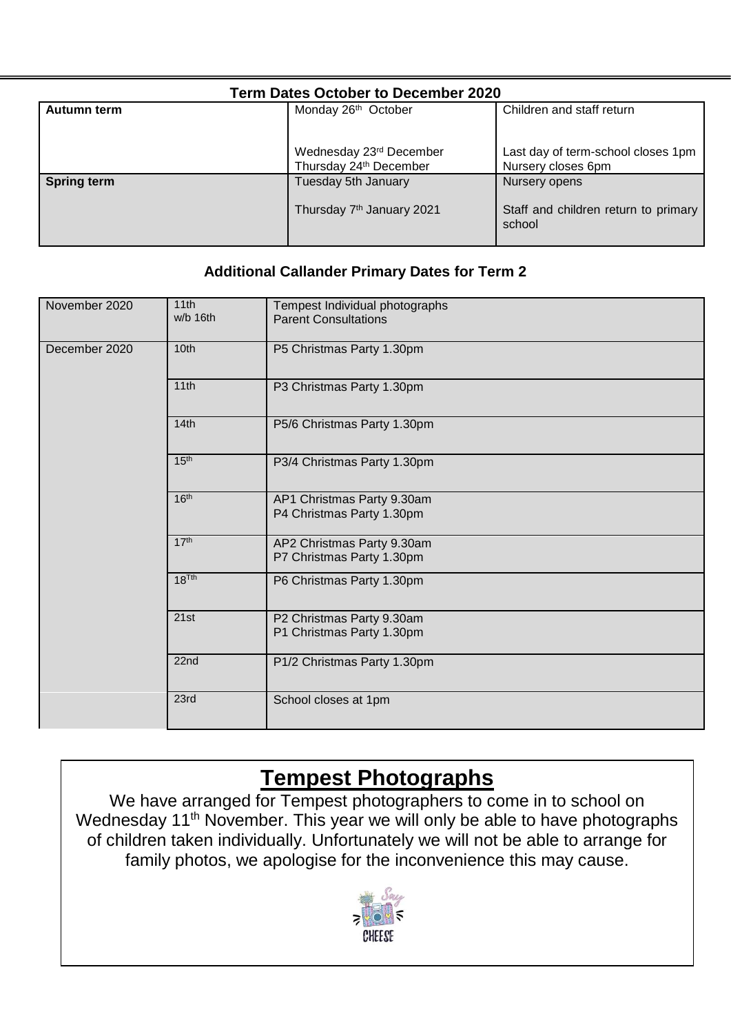## Term Dates October to December 2020

| Autumn term | Monday 26th October | Children and staff return |
|---|---|---|
| | Wednesday 23rd December<br>Thursday 24th December | Last day of term-school closes 1pm<br>Nursery closes 6pm |
| **Spring term** | Tuesday 5th January | Nursery opens |
| | Thursday 7th January 2021 | Staff and children return to primary school |

### Additional Callander Primary Dates for Term 2

| | | |
|---|---|---|
| November 2020 | 11th<br>w/b 16th | Tempest Individual photographs<br>Parent Consultations |
| December 2020 | 10th | P5 Christmas Party 1.30pm |
| | 11th | P3 Christmas Party 1.30pm |
| | 14th | P5/6 Christmas Party 1.30pm |
| | 15th | P3/4 Christmas Party 1.30pm |
| | 16th | AP1 Christmas Party 9.30am<br>P4 Christmas Party 1.30pm |
| | 17th | AP2 Christmas Party 9.30am<br>P7 Christmas Party 1.30pm |
| | 18Tth | P6 Christmas Party 1.30pm |
| | 21st | P2 Christmas Party 9.30am<br>P1 Christmas Party 1.30pm |
| | 22nd | P1/2 Christmas Party 1.30pm |
| | 23rd | School closes at 1pm |

## Tempest Photographs

We have arranged for Tempest photographers to come in to school on Wednesday 11th November. This year we will only be able to have photographs of children taken individually. Unfortunately we will not be able to arrange for family photos, we apologise for the inconvenience this may cause.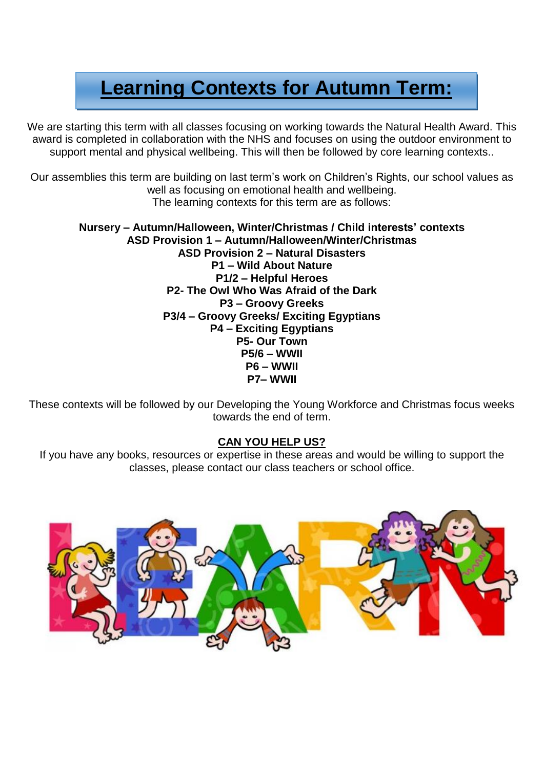# Learning Contexts for Autumn Term:

We are starting this term with all classes focusing on working towards the Natural Health Award. This award is completed in collaboration with the NHS and focuses on using the outdoor environment to support mental and physical wellbeing. This will then be followed by core learning contexts..

Our assemblies this term are building on last term's work on Children's Rights, our school values as well as focusing on emotional health and wellbeing.
The learning contexts for this term are as follows:

**Nursery – Autumn/Halloween, Winter/Christmas / Child interests' contexts**
**ASD Provision 1 – Autumn/Halloween/Winter/Christmas**
**ASD Provision 2 – Natural Disasters**
**P1 – Wild About Nature**
**P1/2 – Helpful Heroes**
**P2- The Owl Who Was Afraid of the Dark**
**P3 – Groovy Greeks**
**P3/4 – Groovy Greeks/ Exciting Egyptians**
**P4 – Exciting Egyptians**
**P5- Our Town**
**P5/6 – WWII**
**P6 – WWII**
**P7– WWII**

These contexts will be followed by our Developing the Young Workforce and Christmas focus weeks towards the end of term.

**CAN YOU HELP US?**

If you have any books, resources or expertise in these areas and would be willing to support the classes, please contact our class teachers or school office.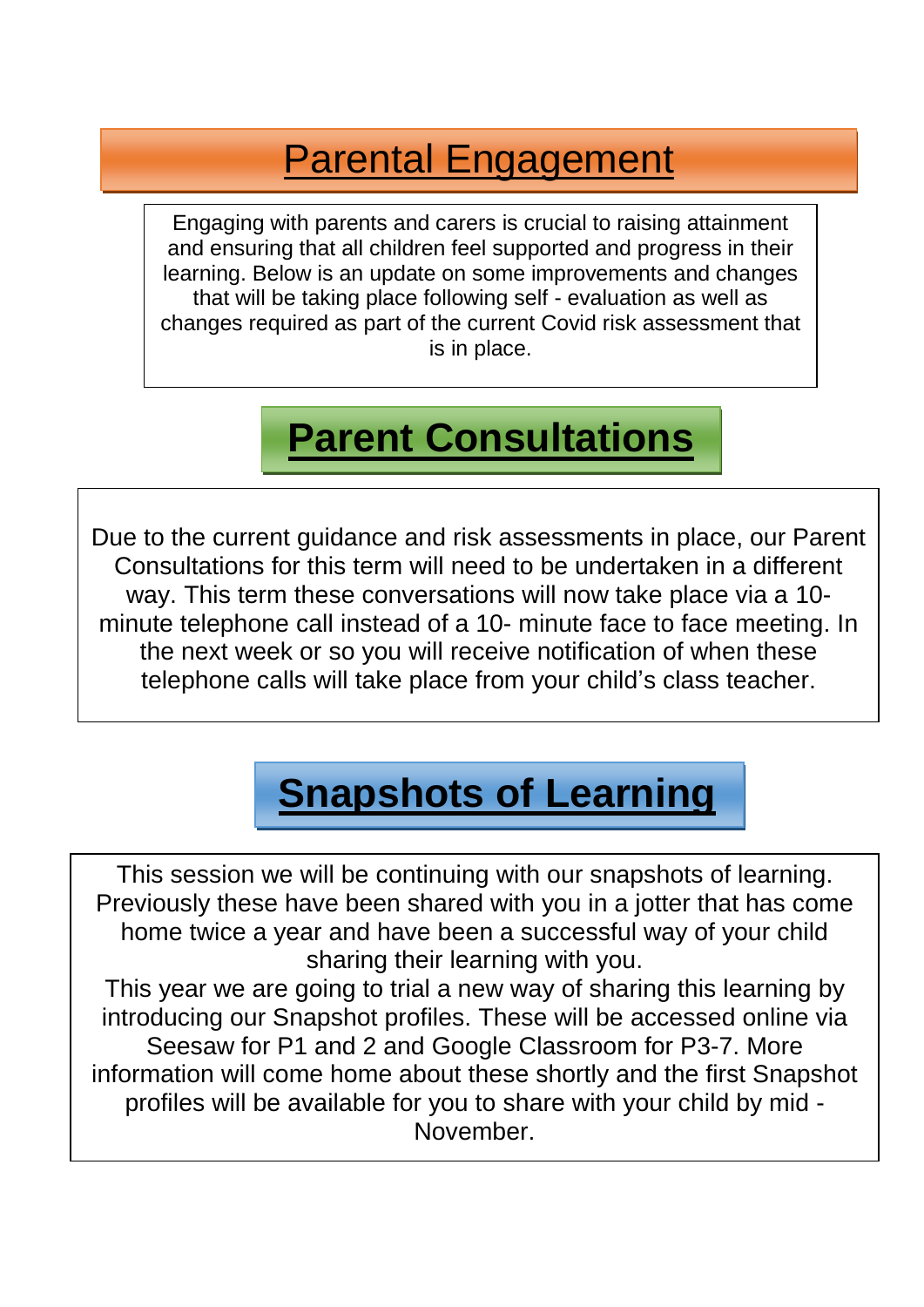# Parental Engagement

Engaging with parents and carers is crucial to raising attainment and ensuring that all children feel supported and progress in their learning. Below is an update on some improvements and changes that will be taking place following self - evaluation as well as changes required as part of the current Covid risk assessment that is in place.

## Parent Consultations

Due to the current guidance and risk assessments in place, our Parent Consultations for this term will need to be undertaken in a different way. This term these conversations will now take place via a 10-minute telephone call instead of a 10- minute face to face meeting. In the next week or so you will receive notification of when these telephone calls will take place from your child's class teacher.

## Snapshots of Learning

This session we will be continuing with our snapshots of learning. Previously these have been shared with you in a jotter that has come home twice a year and have been a successful way of your child sharing their learning with you.

This year we are going to trial a new way of sharing this learning by introducing our Snapshot profiles. These will be accessed online via Seesaw for P1 and 2 and Google Classroom for P3-7. More information will come home about these shortly and the first Snapshot profiles will be available for you to share with your child by mid - November.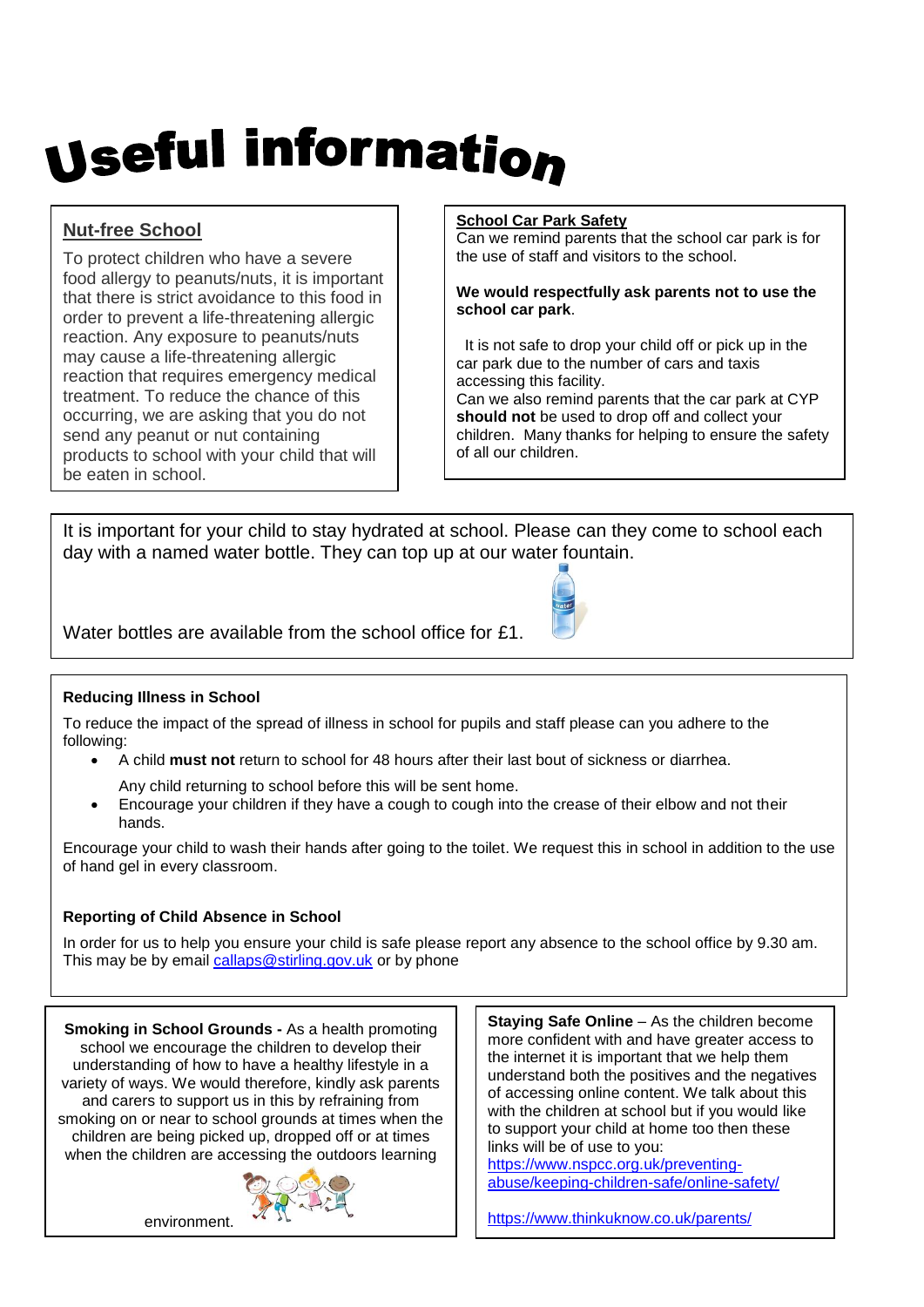# Useful information

## Nut-free School

To protect children who have a severe food allergy to peanuts/nuts, it is important that there is strict avoidance to this food in order to prevent a life-threatening allergic reaction. Any exposure to peanuts/nuts may cause a life-threatening allergic reaction that requires emergency medical treatment. To reduce the chance of this occurring, we are asking that you do not send any peanut or nut containing products to school with your child that will be eaten in school.

## School Car Park Safety

Can we remind parents that the school car park is for the use of staff and visitors to the school.

**We would respectfully ask parents not to use the school car park**.

It is not safe to drop your child off or pick up in the car park due to the number of cars and taxis accessing this facility.
Can we also remind parents that the car park at CYP **should not** be used to drop off and collect your children. Many thanks for helping to ensure the safety of all our children.

It is important for your child to stay hydrated at school. Please can they come to school each day with a named water bottle. They can top up at our water fountain.

Water bottles are available from the school office for £1.

### Reducing Illness in School

To reduce the impact of the spread of illness in school for pupils and staff please can you adhere to the following:

- A child **must not** return to school for 48 hours after their last bout of sickness or diarrhea.

  Any child returning to school before this will be sent home.
- Encourage your children if they have a cough to cough into the crease of their elbow and not their hands.

Encourage your child to wash their hands after going to the toilet. We request this in school in addition to the use of hand gel in every classroom.

### Reporting of Child Absence in School

In order for us to help you ensure your child is safe please report any absence to the school office by 9.30 am. This may be by email callaps@stirling.gov.uk or by phone

**Smoking in School Grounds -** As a health promoting school we encourage the children to develop their understanding of how to have a healthy lifestyle in a variety of ways. We would therefore, kindly ask parents and carers to support us in this by refraining from smoking on or near to school grounds at times when the children are being picked up, dropped off or at times when the children are accessing the outdoors learning environment.

**Staying Safe Online** – As the children become more confident with and have greater access to the internet it is important that we help them understand both the positives and the negatives of accessing online content. We talk about this with the children at school but if you would like to support your child at home too then these links will be of use to you:
https://www.nspcc.org.uk/preventing-abuse/keeping-children-safe/online-safety/

https://www.thinkuknow.co.uk/parents/